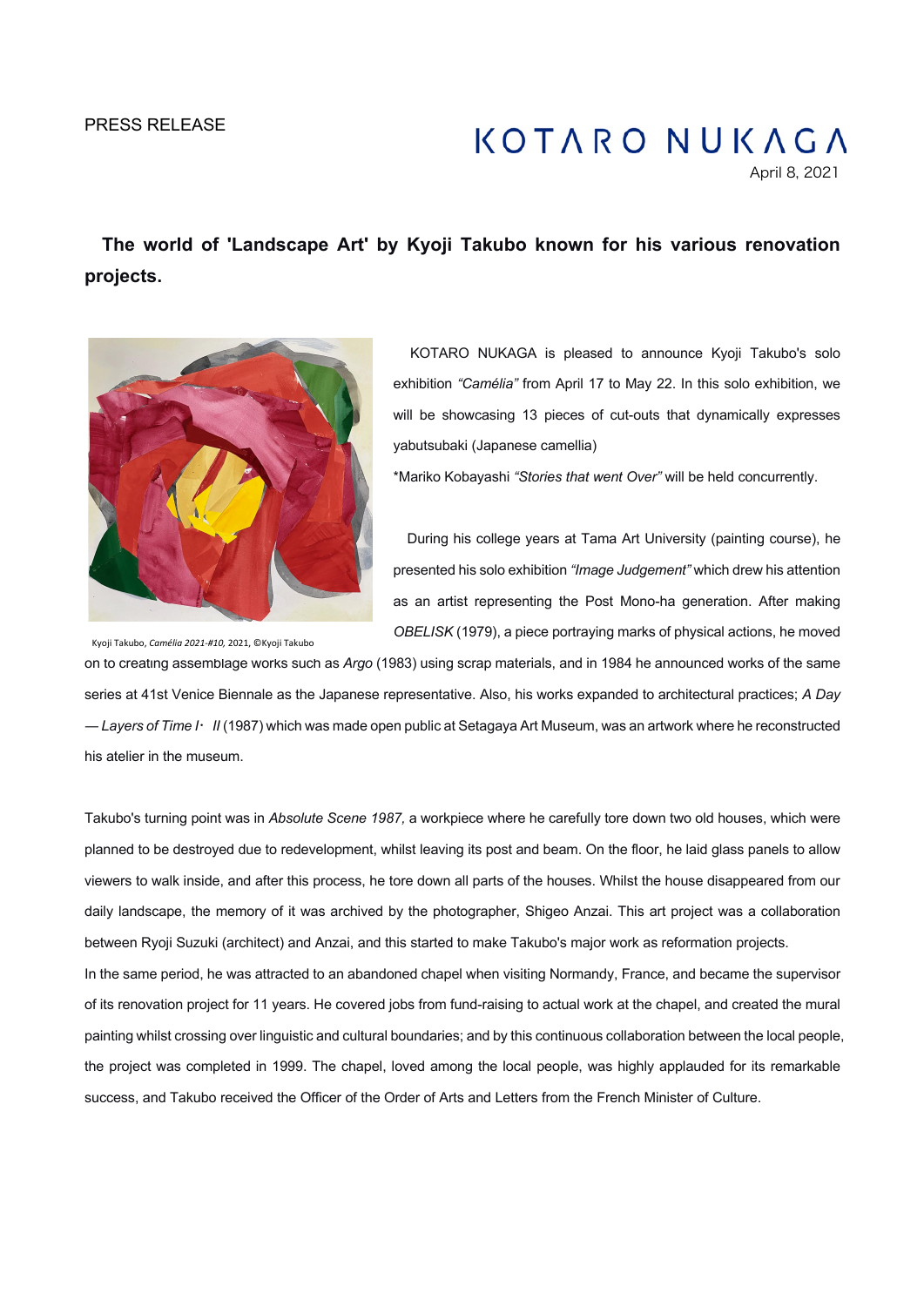PRESS RELEASE

KOTARO NUKAGA

April 8, 2021

**The world of 'Landscape Art' by Kyoji Takubo known for his various renovation projects.**

Kyoji Takubo, *Camélia 2021-#10,* 2021, ©Kyoji Takubo

KOTARO NUKAGA is pleased to announce Kyoji Takubo's solo exhibition *"Camélia"* from April 17 to May 22. In this solo exhibition, we will be showcasing 13 pieces of cut-outs that dynamically expresses yabutsubaki (Japanese camellia)

*Mariko Kobayashi *"Stories that went Over"* will be held concurrently.

During his college years at Tama Art University (painting course), he presented his solo exhibition *"Image Judgement"* which drew his attention as an artist representing the Post Mono-ha generation. After making *OBELISK* (1979), a piece portraying marks of physical actions, he moved on to creating assemblage works such as *Argo* (1983) using scrap materials, and in 1984 he announced works of the same series at 41st Venice Biennale as the Japanese representative. Also, his works expanded to architectural practices; *A Day — Layers of Time I・ II* (1987) which was made open public at Setagaya Art Museum, was an artwork where he reconstructed his atelier in the museum.

Takubo's turning point was in *Absolute Scene 1987,* a workpiece where he carefully tore down two old houses, which were planned to be destroyed due to redevelopment, whilst leaving its post and beam. On the floor, he laid glass panels to allow viewers to walk inside, and after this process, he tore down all parts of the houses. Whilst the house disappeared from our daily landscape, the memory of it was archived by the photographer, Shigeo Anzai. This art project was a collaboration between Ryoji Suzuki (architect) and Anzai, and this started to make Takubo's major work as reformation projects.

In the same period, he was attracted to an abandoned chapel when visiting Normandy, France, and became the supervisor of its renovation project for 11 years. He covered jobs from fund-raising to actual work at the chapel, and created the mural painting whilst crossing over linguistic and cultural boundaries; and by this continuous collaboration between the local people, the project was completed in 1999. The chapel, loved among the local people, was highly applauded for its remarkable success, and Takubo received the Officer of the Order of Arts and Letters from the French Minister of Culture.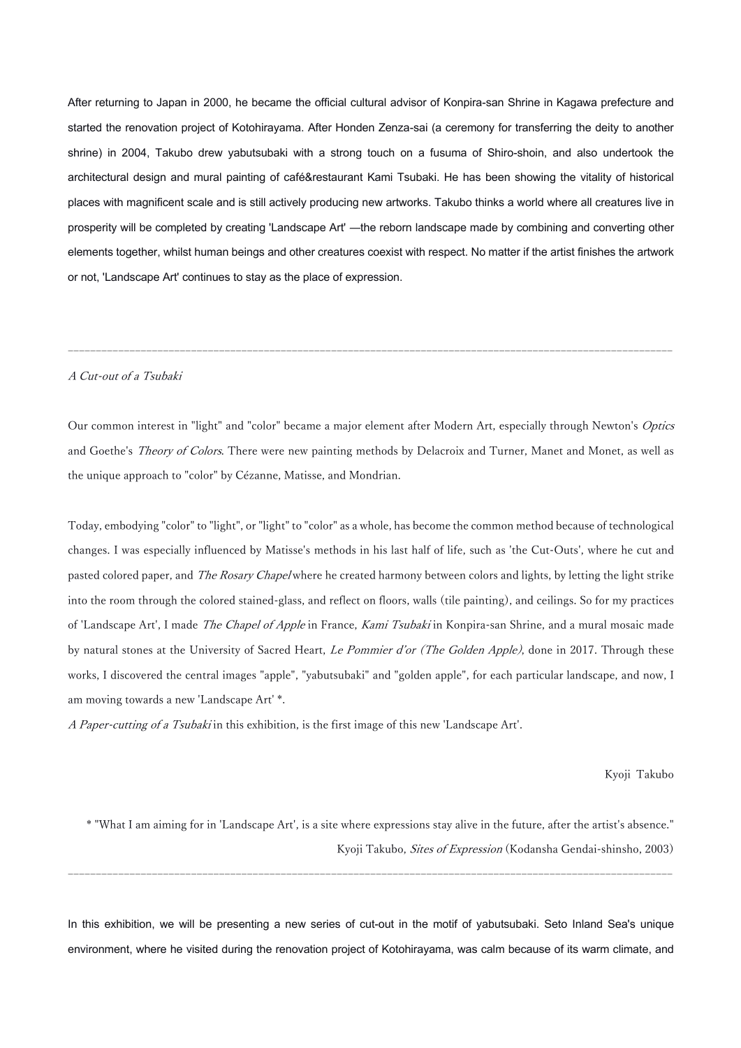After returning to Japan in 2000, he became the official cultural advisor of Konpira-san Shrine in Kagawa prefecture and started the renovation project of Kotohirayama. After Honden Zenza-sai (a ceremony for transferring the deity to another shrine) in 2004, Takubo drew yabutsubaki with a strong touch on a fusuma of Shiro-shoin, and also undertook the architectural design and mural painting of café&restaurant Kami Tsubaki. He has been showing the vitality of historical places with magnificent scale and is still actively producing new artworks. Takubo thinks a world where all creatures live in prosperity will be completed by creating 'Landscape Art' —the reborn landscape made by combining and converting other elements together, whilst human beings and other creatures coexist with respect. No matter if the artist finishes the artwork or not, 'Landscape Art' continues to stay as the place of expression.

---

*A Cut-out of a Tsubaki*

Our common interest in "light" and "color" became a major element after Modern Art, especially through Newton's *Optics* and Goethe's *Theory of Colors*. There were new painting methods by Delacroix and Turner, Manet and Monet, as well as the unique approach to "color" by Cézanne, Matisse, and Mondrian.

Today, embodying "color" to "light", or "light" to "color" as a whole, has become the common method because of technological changes. I was especially influenced by Matisse's methods in his last half of life, such as 'the Cut-Outs', where he cut and pasted colored paper, and *The Rosary Chapel* where he created harmony between colors and lights, by letting the light strike into the room through the colored stained-glass, and reflect on floors, walls (tile painting), and ceilings. So for my practices of 'Landscape Art', I made *The Chapel of Apple* in France, *Kami Tsubaki* in Konpira-san Shrine, and a mural mosaic made by natural stones at the University of Sacred Heart, *Le Pommier d'or (The Golden Apple)*, done in 2017. Through these works, I discovered the central images "apple", "yabutsubaki" and "golden apple", for each particular landscape, and now, I am moving towards a new 'Landscape Art' *.
*A Paper-cutting of a Tsubaki* in this exhibition, is the first image of this new 'Landscape Art'.

Kyoji Takubo

* "What I am aiming for in 'Landscape Art', is a site where expressions stay alive in the future, after the artist's absence."
Kyoji Takubo, *Sites of Expression* (Kodansha Gendai-shinsho, 2003)

---

In this exhibition, we will be presenting a new series of cut-out in the motif of yabutsubaki. Seto Inland Sea's unique environment, where he visited during the renovation project of Kotohirayama, was calm because of its warm climate, and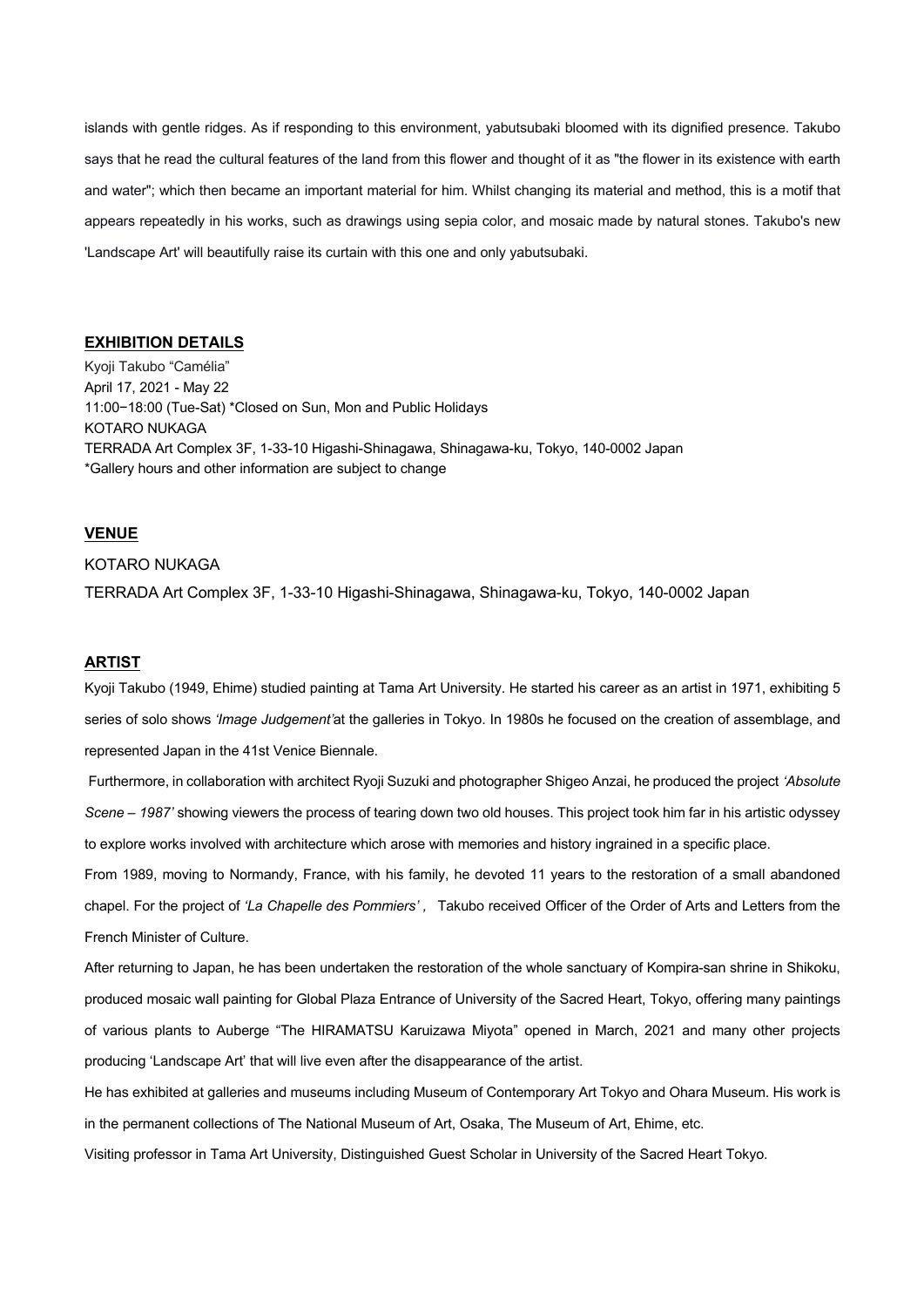islands with gentle ridges. As if responding to this environment, yabutsubaki bloomed with its dignified presence. Takubo says that he read the cultural features of the land from this flower and thought of it as "the flower in its existence with earth and water"; which then became an important material for him. Whilst changing its material and method, this is a motif that appears repeatedly in his works, such as drawings using sepia color, and mosaic made by natural stones. Takubo's new 'Landscape Art' will beautifully raise its curtain with this one and only yabutsubaki.

## **EXHIBITION DETAILS**

Kyoji Takubo "Camélia"
April 17, 2021 - May 22
11:00−18:00 (Tue-Sat) *Closed on Sun, Mon and Public Holidays
KOTARO NUKAGA
TERRADA Art Complex 3F, 1-33-10 Higashi-Shinagawa, Shinagawa-ku, Tokyo, 140-0002 Japan
*Gallery hours and other information are subject to change

## **VENUE**

KOTARO NUKAGA
TERRADA Art Complex 3F, 1-33-10 Higashi-Shinagawa, Shinagawa-ku, Tokyo, 140-0002 Japan

## **ARTIST**

Kyoji Takubo (1949, Ehime) studied painting at Tama Art University. He started his career as an artist in 1971, exhibiting 5 series of solo shows *'Image Judgement'*at the galleries in Tokyo. In 1980s he focused on the creation of assemblage, and represented Japan in the 41st Venice Biennale.

Furthermore, in collaboration with architect Ryoji Suzuki and photographer Shigeo Anzai, he produced the project *'Absolute Scene – 1987'* showing viewers the process of tearing down two old houses. This project took him far in his artistic odyssey to explore works involved with architecture which arose with memories and history ingrained in a specific place.

From 1989, moving to Normandy, France, with his family, he devoted 11 years to the restoration of a small abandoned chapel. For the project of *'La Chapelle des Pommiers'*, Takubo received Officer of the Order of Arts and Letters from the French Minister of Culture.

After returning to Japan, he has been undertaken the restoration of the whole sanctuary of Kompira-san shrine in Shikoku, produced mosaic wall painting for Global Plaza Entrance of University of the Sacred Heart, Tokyo, offering many paintings of various plants to Auberge "The HIRAMATSU Karuizawa Miyota" opened in March, 2021 and many other projects producing 'Landscape Art' that will live even after the disappearance of the artist.

He has exhibited at galleries and museums including Museum of Contemporary Art Tokyo and Ohara Museum. His work is in the permanent collections of The National Museum of Art, Osaka, The Museum of Art, Ehime, etc.

Visiting professor in Tama Art University, Distinguished Guest Scholar in University of the Sacred Heart Tokyo.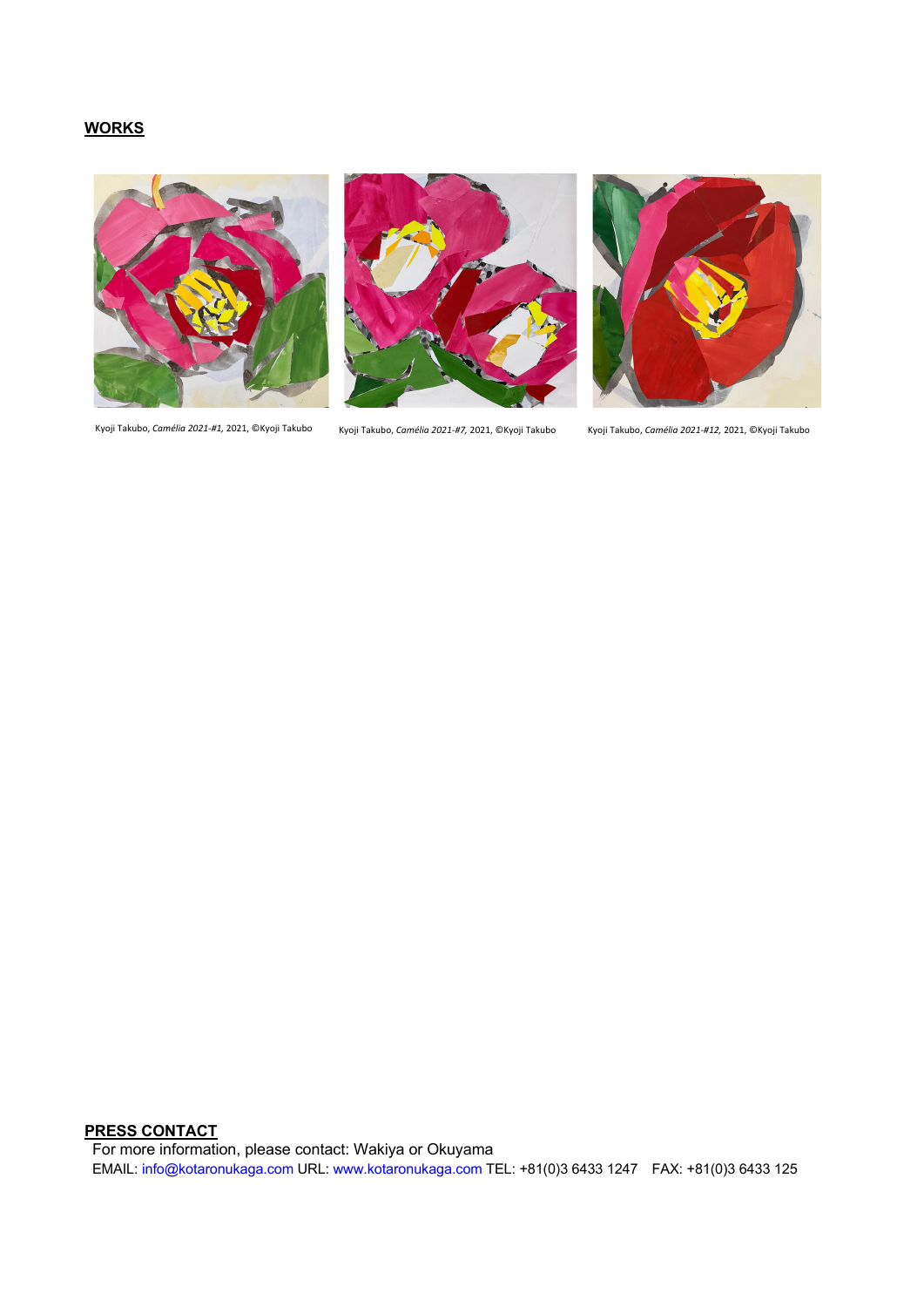## WORKS

Kyoji Takubo, *Camélia 2021-#1,* 2021, ©Kyoji Takubo

Kyoji Takubo, *Camélia 2021-#7,* 2021, ©Kyoji Takubo

Kyoji Takubo, *Camélia 2021-#12,* 2021, ©Kyoji Takubo

## PRESS CONTACT

For more information, please contact: Wakiya or Okuyama

EMAIL: info@kotaronukaga.com URL: www.kotaronukaga.com TEL: +81(0)3 6433 1247 FAX: +81(0)3 6433 125